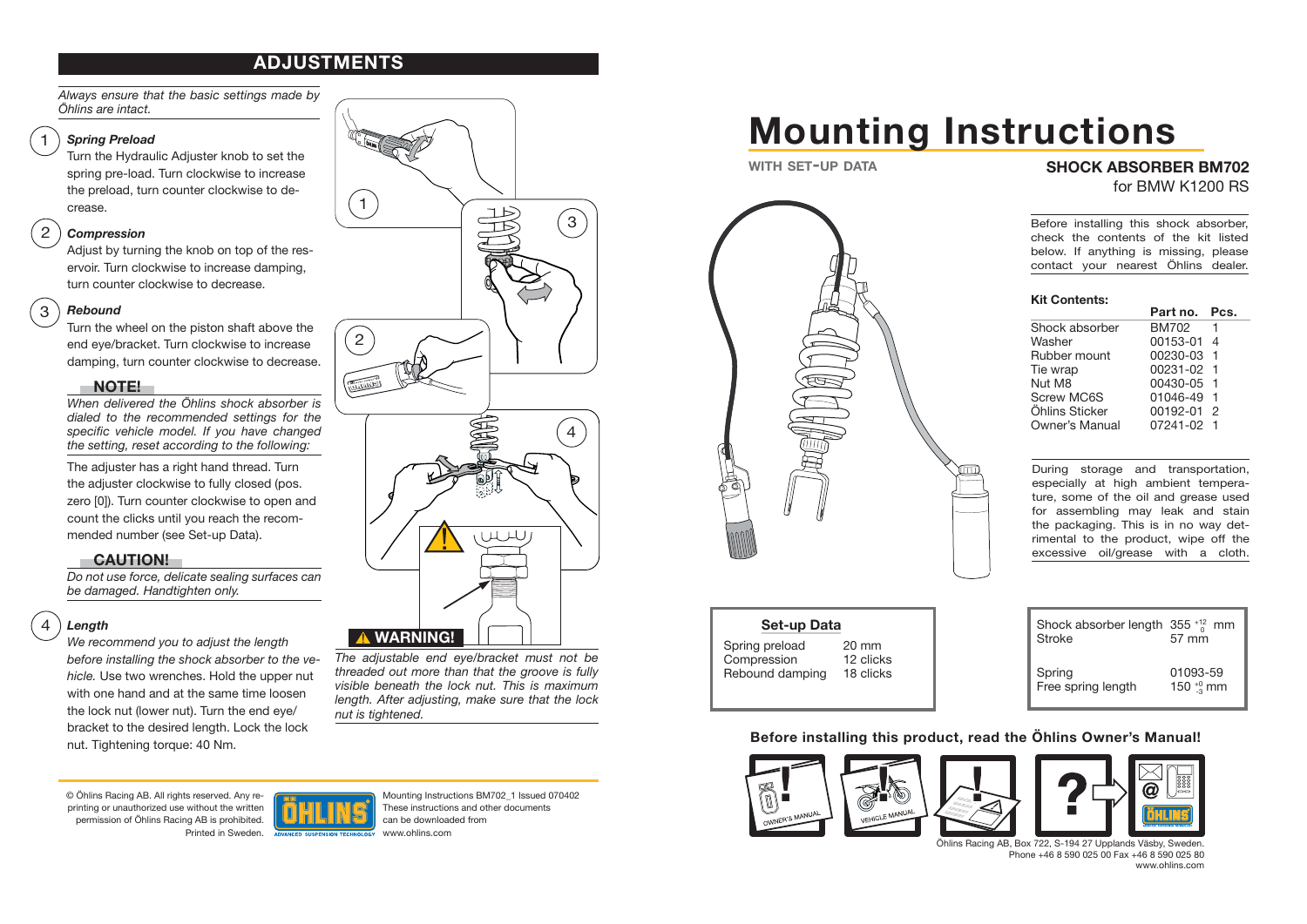## ADJUSTMENTS

*Always ensure that the basic settings made by Öhlins are intact.*

### 1 Spring Preload

Turn the Hydraulic Adjuster knob to set the spring pre-load. Turn clockwise to increase the preload, turn counter clockwise to decrease.

### 2 Compression

Adjust by turning the knob on top of the reservoir. Turn clockwise to increase damping, turn counter clockwise to decrease.

### 3 Rebound

Turn the wheel on the piston shaft above the end eye/bracket. Turn clockwise to increase damping, turn counter clockwise to decrease.

**NOTE!**

*When delivered the Öhlins shock absorber is dialed to the recommended settings for the specific vehicle model. If you have changed the setting, reset according to the following:*

The adjuster has a right hand thread. Turn the adjuster clockwise to fully closed (pos. zero [0]). Turn counter clockwise to open and count the clicks until you reach the recommended number (see Set-up Data).

**CAUTION!**

*Do not use force, delicate sealing surfaces can be damaged. Handtighten only.*

### 4 Length

*We recommend you to adjust the length before installing the shock absorber to the vehicle.* Use two wrenches. Hold the upper nut with one hand and at the same time loosen the lock nut (lower nut). Turn the end eye/bracket to the desired length. Lock the lock nut. Tightening torque: 40 Nm.

**⚠ WARNING!**

*The adjustable end eye/bracket must not be threaded out more than that the groove is fully visible beneath the lock nut. This is maximum length. After adjusting, make sure that the lock nut is tightened.*

© Öhlins Racing AB. All rights reserved. Any reprinting or unauthorized use without the written permission of Öhlins Racing AB is prohibited. Printed in Sweden.

Mounting Instructions BM702_1 Issued 070402
These instructions and other documents can be downloaded from www.ohlins.com

# Mounting Instructions

**WITH SET-UP DATA**

## SHOCK ABSORBER BM702

for BMW K1200 RS

Before installing this shock absorber, check the contents of the kit listed below. If anything is missing, please contact your nearest Öhlins dealer.

**Kit Contents:**

| | Part no. | Pcs. |
|---|---|---|
| Shock absorber | BM702 | 1 |
| Washer | 00153-01 | 4 |
| Rubber mount | 00230-03 | 1 |
| Tie wrap | 00231-02 | 1 |
| Nut M8 | 00430-05 | 1 |
| Screw MC6S | 01046-49 | 1 |
| Öhlins Sticker | 00192-01 | 2 |
| Owner's Manual | 07241-02 | 1 |

During storage and transportation, especially at high ambient temperature, some of the oil and grease used for assembling may leak and stain the packaging. This is in no way detrimental to the product, wipe off the excessive oil/grease with a cloth.

**Set-up Data**

| | |
|---|---|
| Spring preload | 20 mm |
| Compression | 12 clicks |
| Rebound damping | 18 clicks |

| | |
|---|---|
| Shock absorber length | $355^{+12}_{0}$ mm |
| Stroke | 57 mm |
| Spring | 01093-59 |
| Free spring length | $150^{+0}_{-3}$ mm |

**Before installing this product, read the Öhlins Owner's Manual!**

OWNER'S MANUAL | VEHICLE MANUAL

Öhlins Racing AB, Box 722, S-194 27 Upplands Väsby, Sweden.
Phone +46 8 590 025 00 Fax +46 8 590 025 80
www.ohlins.com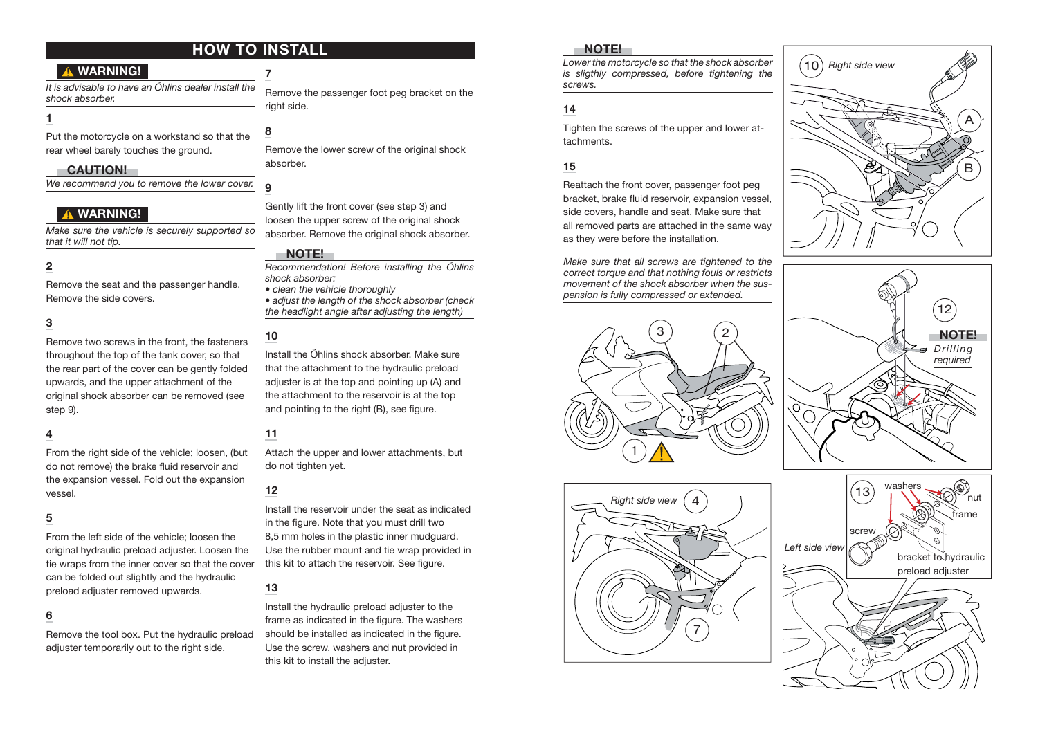## HOW TO INSTALL

**⚠ WARNING!**

*It is advisable to have an Öhlins dealer install the shock absorber.*

**1**

Put the motorcycle on a workstand so that the rear wheel barely touches the ground.

**CAUTION!**

*We recommend you to remove the lower cover.*

**⚠ WARNING!**

*Make sure the vehicle is securely supported so that it will not tip.*

**2**

Remove the seat and the passenger handle. Remove the side covers.

**3**

Remove two screws in the front, the fasteners throughout the top of the tank cover, so that the rear part of the cover can be gently folded upwards, and the upper attachment of the original shock absorber can be removed (see step 9).

**4**

From the right side of the vehicle; loosen, (but do not remove) the brake fluid reservoir and the expansion vessel. Fold out the expansion vessel.

**5**

From the left side of the vehicle; loosen the original hydraulic preload adjuster. Loosen the tie wraps from the inner cover so that the cover can be folded out slightly and the hydraulic preload adjuster removed upwards.

**6**

Remove the tool box. Put the hydraulic preload adjuster temporarily out to the right side.

**7**

Remove the passenger foot peg bracket on the right side.

**8**

Remove the lower screw of the original shock absorber.

**9**

Gently lift the front cover (see step 3) and loosen the upper screw of the original shock absorber. Remove the original shock absorber.

**NOTE!**

*Recommendation! Before installing the Öhlins shock absorber:*
- *clean the vehicle thoroughly*
- *adjust the length of the shock absorber (check the headlight angle after adjusting the length)*

**10**

Install the Öhlins shock absorber. Make sure that the attachment to the hydraulic preload adjuster is at the top and pointing up (A) and the attachment to the reservoir is at the top and pointing to the right (B), see figure.

**11**

Attach the upper and lower attachments, but do not tighten yet.

**12**

Install the reservoir under the seat as indicated in the figure. Note that you must drill two 8,5 mm holes in the plastic inner mudguard. Use the rubber mount and tie wrap provided in this kit to attach the reservoir. See figure.

**13**

Install the hydraulic preload adjuster to the frame as indicated in the figure. The washers should be installed as indicated in the figure. Use the screw, washers and nut provided in this kit to install the adjuster.

**NOTE!**

*Lower the motorcycle so that the shock absorber is sligthly compressed, before tightening the screws.*

**14**

Tighten the screws of the upper and lower attachments.

**15**

Reattach the front cover, passenger foot peg bracket, brake fluid reservoir, expansion vessel, side covers, handle and seat. Make sure that all removed parts are attached in the same way as they were before the installation.

*Make sure that all screws are tightened to the correct torque and that nothing fouls or restricts movement of the shock absorber when the suspension is fully compressed or extended.*

10 Right side view
A
B

3
2
1

12
**NOTE!**
*Drilling required*

Right side view 4
7

13
Left side view
washers
nut
frame
screw
bracket to hydraulic preload adjuster